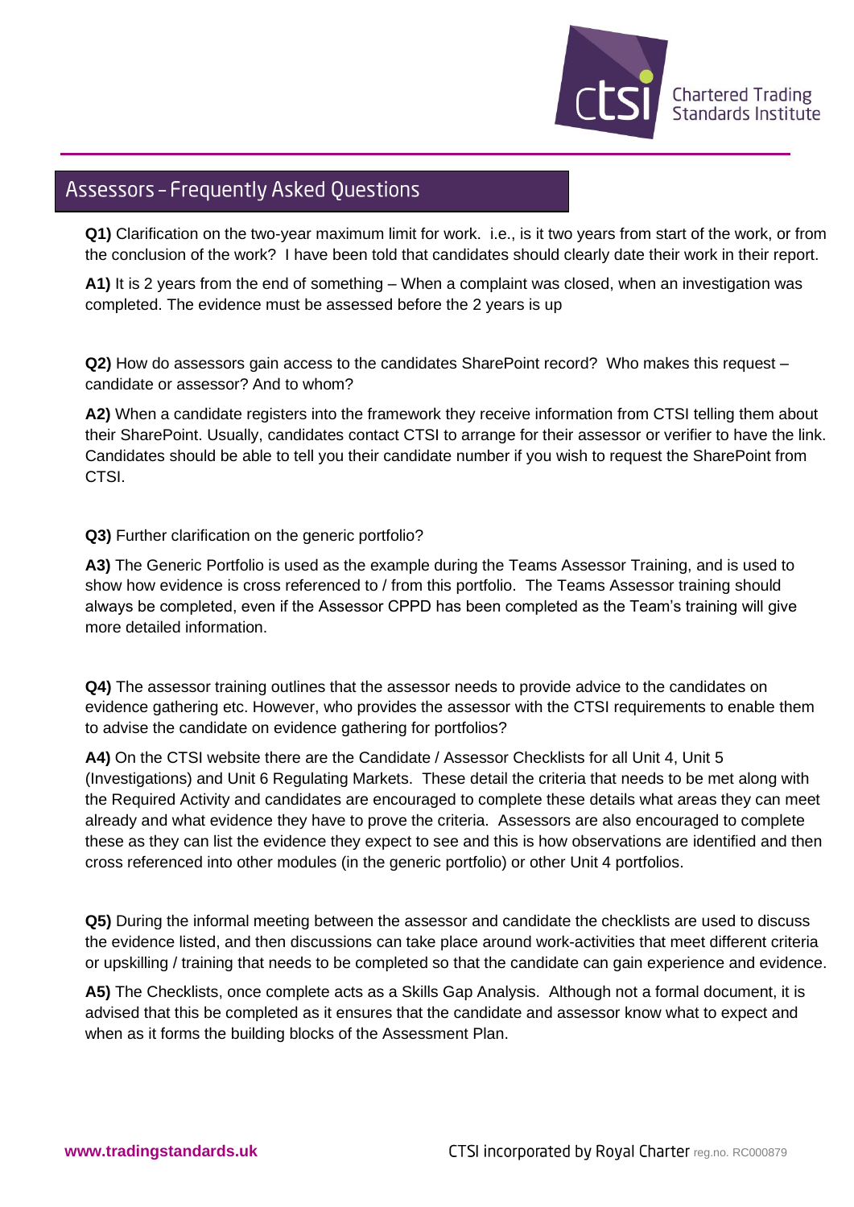# Assessors – Frequently Asked Questions

**Q1)** Clarification on the two-year maximum limit for work. i.e., is it two years from start of the work, or from the conclusion of the work? I have been told that candidates should clearly date their work in their report.

**A1)** It is 2 years from the end of something – When a complaint was closed, when an investigation was completed. The evidence must be assessed before the 2 years is up

**Q2)** How do assessors gain access to the candidates SharePoint record? Who makes this request – candidate or assessor? And to whom?

**A2)** When a candidate registers into the framework they receive information from CTSI telling them about their SharePoint. Usually, candidates contact CTSI to arrange for their assessor or verifier to have the link. Candidates should be able to tell you their candidate number if you wish to request the SharePoint from CTSI.

**Q3)** Further clarification on the generic portfolio?

**A3)** The Generic Portfolio is used as the example during the Teams Assessor Training, and is used to show how evidence is cross referenced to / from this portfolio. The Teams Assessor training should always be completed, even if the Assessor CPPD has been completed as the Team's training will give more detailed information.

**Q4)** The assessor training outlines that the assessor needs to provide advice to the candidates on evidence gathering etc. However, who provides the assessor with the CTSI requirements to enable them to advise the candidate on evidence gathering for portfolios?

**A4)** On the CTSI website there are the Candidate / Assessor Checklists for all Unit 4, Unit 5 (Investigations) and Unit 6 Regulating Markets. These detail the criteria that needs to be met along with the Required Activity and candidates are encouraged to complete these details what areas they can meet already and what evidence they have to prove the criteria. Assessors are also encouraged to complete these as they can list the evidence they expect to see and this is how observations are identified and then cross referenced into other modules (in the generic portfolio) or other Unit 4 portfolios.

**Q5)** During the informal meeting between the assessor and candidate the checklists are used to discuss the evidence listed, and then discussions can take place around work-activities that meet different criteria or upskilling / training that needs to be completed so that the candidate can gain experience and evidence.

**A5)** The Checklists, once complete acts as a Skills Gap Analysis. Although not a formal document, it is advised that this be completed as it ensures that the candidate and assessor know what to expect and when as it forms the building blocks of the Assessment Plan.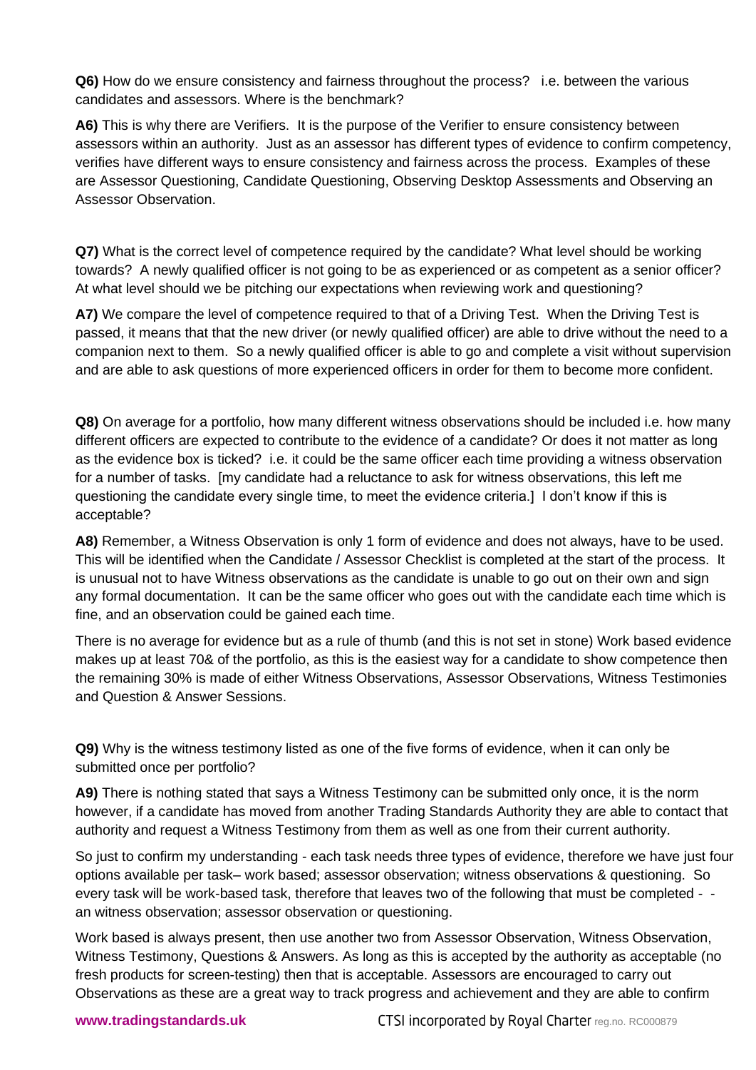**Q6)** How do we ensure consistency and fairness throughout the process? i.e. between the various candidates and assessors. Where is the benchmark?

**A6)** This is why there are Verifiers. It is the purpose of the Verifier to ensure consistency between assessors within an authority. Just as an assessor has different types of evidence to confirm competency, verifies have different ways to ensure consistency and fairness across the process. Examples of these are Assessor Questioning, Candidate Questioning, Observing Desktop Assessments and Observing an Assessor Observation.

**Q7)** What is the correct level of competence required by the candidate? What level should be working towards? A newly qualified officer is not going to be as experienced or as competent as a senior officer? At what level should we be pitching our expectations when reviewing work and questioning?

**A7)** We compare the level of competence required to that of a Driving Test. When the Driving Test is passed, it means that that the new driver (or newly qualified officer) are able to drive without the need to a companion next to them. So a newly qualified officer is able to go and complete a visit without supervision and are able to ask questions of more experienced officers in order for them to become more confident.

**Q8)** On average for a portfolio, how many different witness observations should be included i.e. how many different officers are expected to contribute to the evidence of a candidate? Or does it not matter as long as the evidence box is ticked? i.e. it could be the same officer each time providing a witness observation for a number of tasks. [my candidate had a reluctance to ask for witness observations, this left me questioning the candidate every single time, to meet the evidence criteria.] I don't know if this is acceptable?

**A8)** Remember, a Witness Observation is only 1 form of evidence and does not always, have to be used. This will be identified when the Candidate / Assessor Checklist is completed at the start of the process. It is unusual not to have Witness observations as the candidate is unable to go out on their own and sign any formal documentation. It can be the same officer who goes out with the candidate each time which is fine, and an observation could be gained each time.

There is no average for evidence but as a rule of thumb (and this is not set in stone) Work based evidence makes up at least 70& of the portfolio, as this is the easiest way for a candidate to show competence then the remaining 30% is made of either Witness Observations, Assessor Observations, Witness Testimonies and Question & Answer Sessions.

**Q9)** Why is the witness testimony listed as one of the five forms of evidence, when it can only be submitted once per portfolio?

**A9)** There is nothing stated that says a Witness Testimony can be submitted only once, it is the norm however, if a candidate has moved from another Trading Standards Authority they are able to contact that authority and request a Witness Testimony from them as well as one from their current authority.

So just to confirm my understanding - each task needs three types of evidence, therefore we have just four options available per task– work based; assessor observation; witness observations & questioning. So every task will be work-based task, therefore that leaves two of the following that must be completed - - an witness observation; assessor observation or questioning.

Work based is always present, then use another two from Assessor Observation, Witness Observation, Witness Testimony, Questions & Answers. As long as this is accepted by the authority as acceptable (no fresh products for screen-testing) then that is acceptable. Assessors are encouraged to carry out Observations as these are a great way to track progress and achievement and they are able to confirm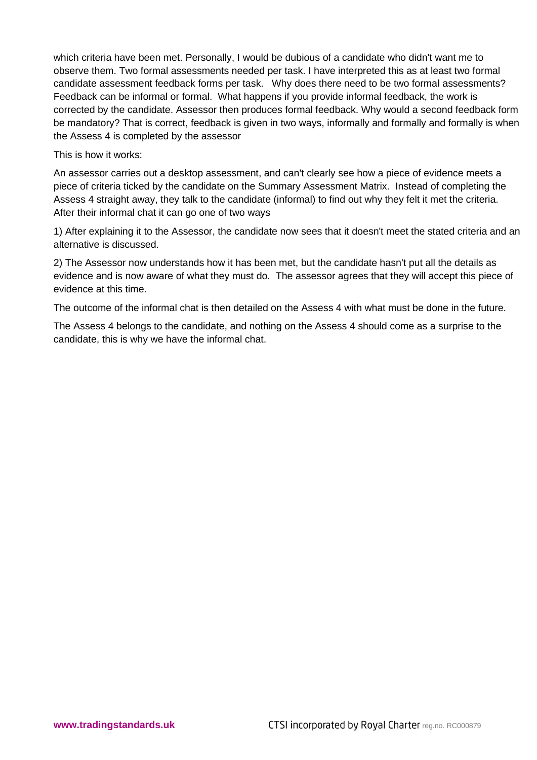which criteria have been met. Personally, I would be dubious of a candidate who didn't want me to observe them. Two formal assessments needed per task. I have interpreted this as at least two formal candidate assessment feedback forms per task. Why does there need to be two formal assessments? Feedback can be informal or formal. What happens if you provide informal feedback, the work is corrected by the candidate. Assessor then produces formal feedback. Why would a second feedback form be mandatory? That is correct, feedback is given in two ways, informally and formally and formally is when the Assess 4 is completed by the assessor

This is how it works:

An assessor carries out a desktop assessment, and can't clearly see how a piece of evidence meets a piece of criteria ticked by the candidate on the Summary Assessment Matrix. Instead of completing the Assess 4 straight away, they talk to the candidate (informal) to find out why they felt it met the criteria. After their informal chat it can go one of two ways

1) After explaining it to the Assessor, the candidate now sees that it doesn't meet the stated criteria and an alternative is discussed.

2) The Assessor now understands how it has been met, but the candidate hasn't put all the details as evidence and is now aware of what they must do. The assessor agrees that they will accept this piece of evidence at this time.

The outcome of the informal chat is then detailed on the Assess 4 with what must be done in the future.

The Assess 4 belongs to the candidate, and nothing on the Assess 4 should come as a surprise to the candidate, this is why we have the informal chat.